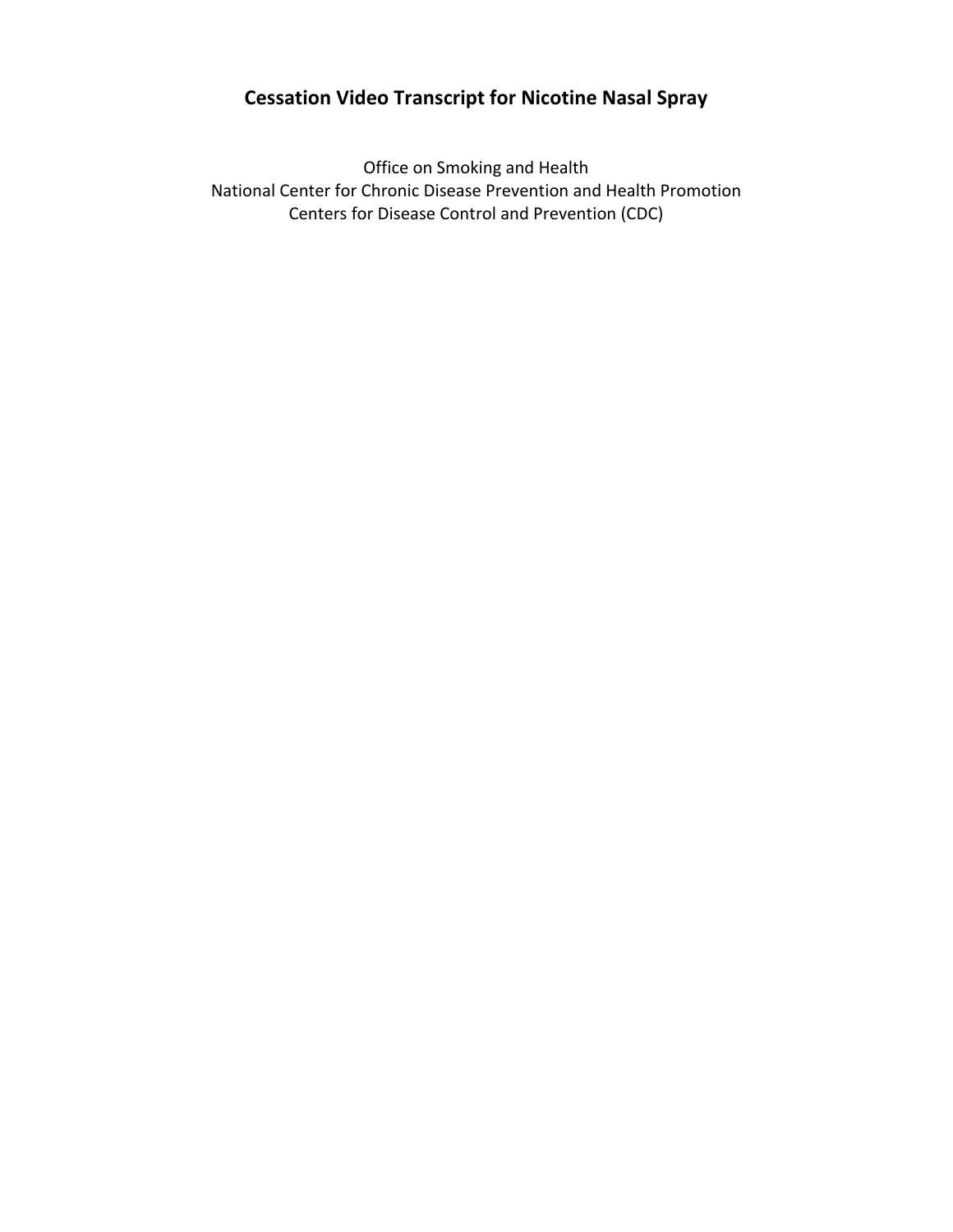# Cessation Video Transcript for Nicotine Nasal Spray

Office on Smoking and Health
National Center for Chronic Disease Prevention and Health Promotion
Centers for Disease Control and Prevention (CDC)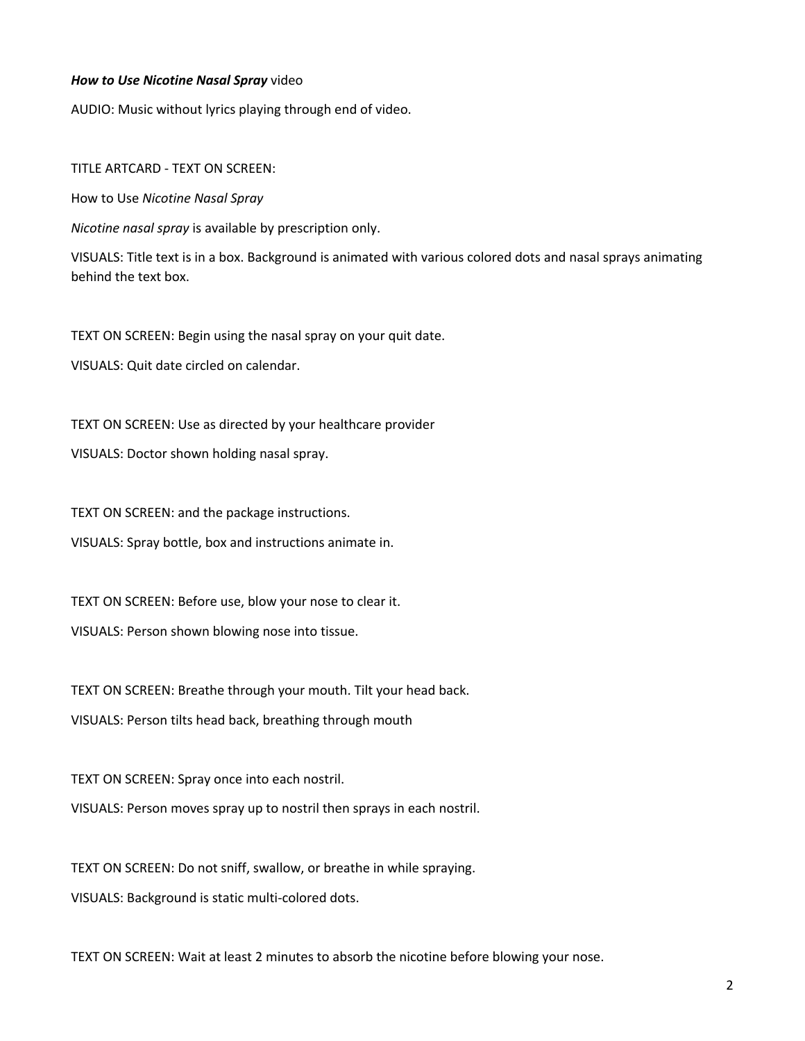***How to Use Nicotine Nasal Spray*** video

AUDIO: Music without lyrics playing through end of video.

TITLE ARTCARD - TEXT ON SCREEN:

How to Use *Nicotine Nasal Spray*

*Nicotine nasal spray* is available by prescription only.

VISUALS: Title text is in a box. Background is animated with various colored dots and nasal sprays animating behind the text box.

TEXT ON SCREEN: Begin using the nasal spray on your quit date.

VISUALS: Quit date circled on calendar.

TEXT ON SCREEN: Use as directed by your healthcare provider

VISUALS: Doctor shown holding nasal spray.

TEXT ON SCREEN: and the package instructions.

VISUALS: Spray bottle, box and instructions animate in.

TEXT ON SCREEN: Before use, blow your nose to clear it.

VISUALS: Person shown blowing nose into tissue.

TEXT ON SCREEN: Breathe through your mouth. Tilt your head back.

VISUALS: Person tilts head back, breathing through mouth

TEXT ON SCREEN: Spray once into each nostril.

VISUALS: Person moves spray up to nostril then sprays in each nostril.

TEXT ON SCREEN: Do not sniff, swallow, or breathe in while spraying.

VISUALS: Background is static multi-colored dots.

TEXT ON SCREEN: Wait at least 2 minutes to absorb the nicotine before blowing your nose.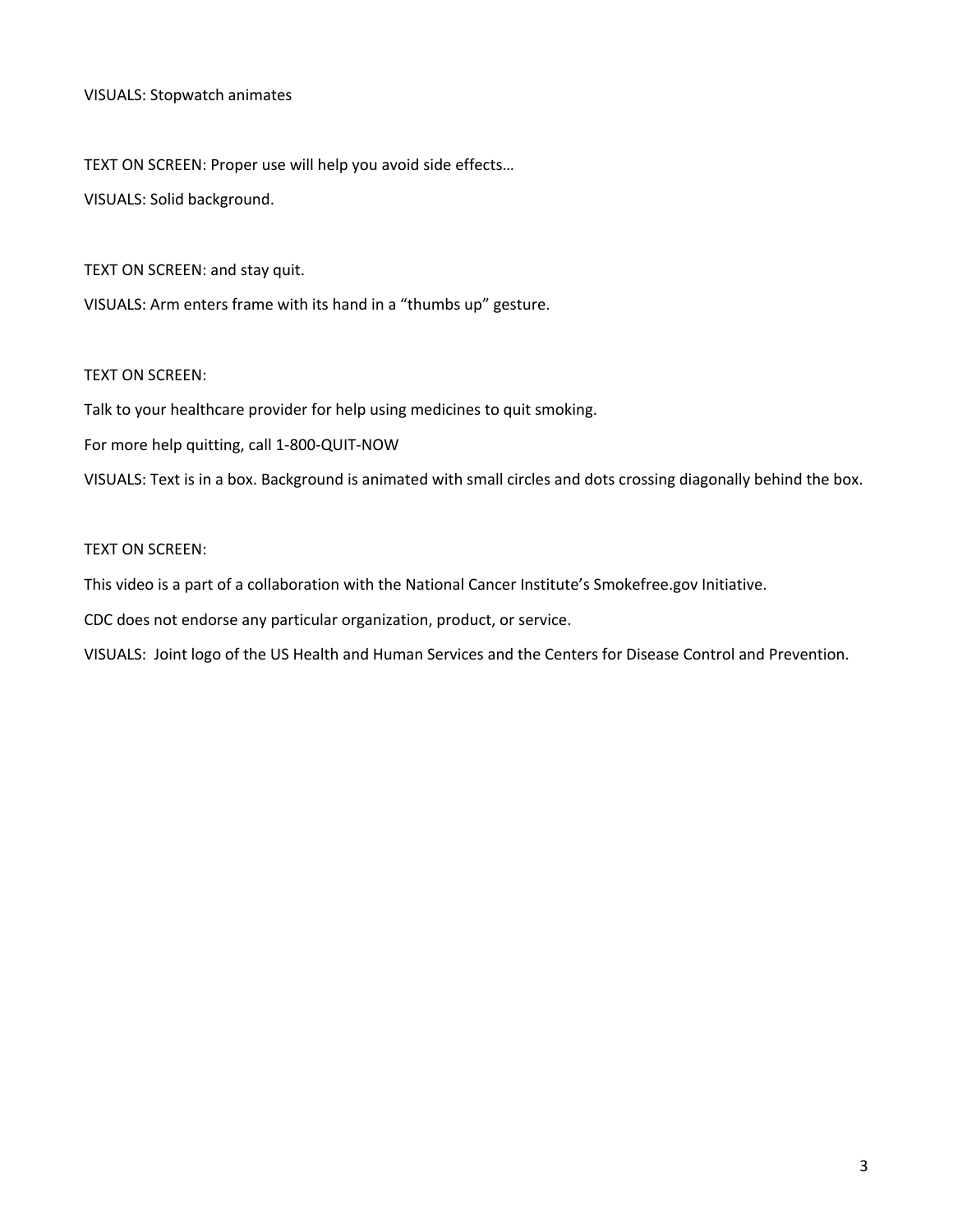VISUALS: Stopwatch animates

TEXT ON SCREEN: Proper use will help you avoid side effects…

VISUALS: Solid background.

TEXT ON SCREEN: and stay quit.

VISUALS: Arm enters frame with its hand in a “thumbs up” gesture.

TEXT ON SCREEN:

Talk to your healthcare provider for help using medicines to quit smoking.

For more help quitting, call 1-800-QUIT-NOW

VISUALS: Text is in a box. Background is animated with small circles and dots crossing diagonally behind the box.

TEXT ON SCREEN:

This video is a part of a collaboration with the National Cancer Institute’s Smokefree.gov Initiative.

CDC does not endorse any particular organization, product, or service.

VISUALS: Joint logo of the US Health and Human Services and the Centers for Disease Control and Prevention.